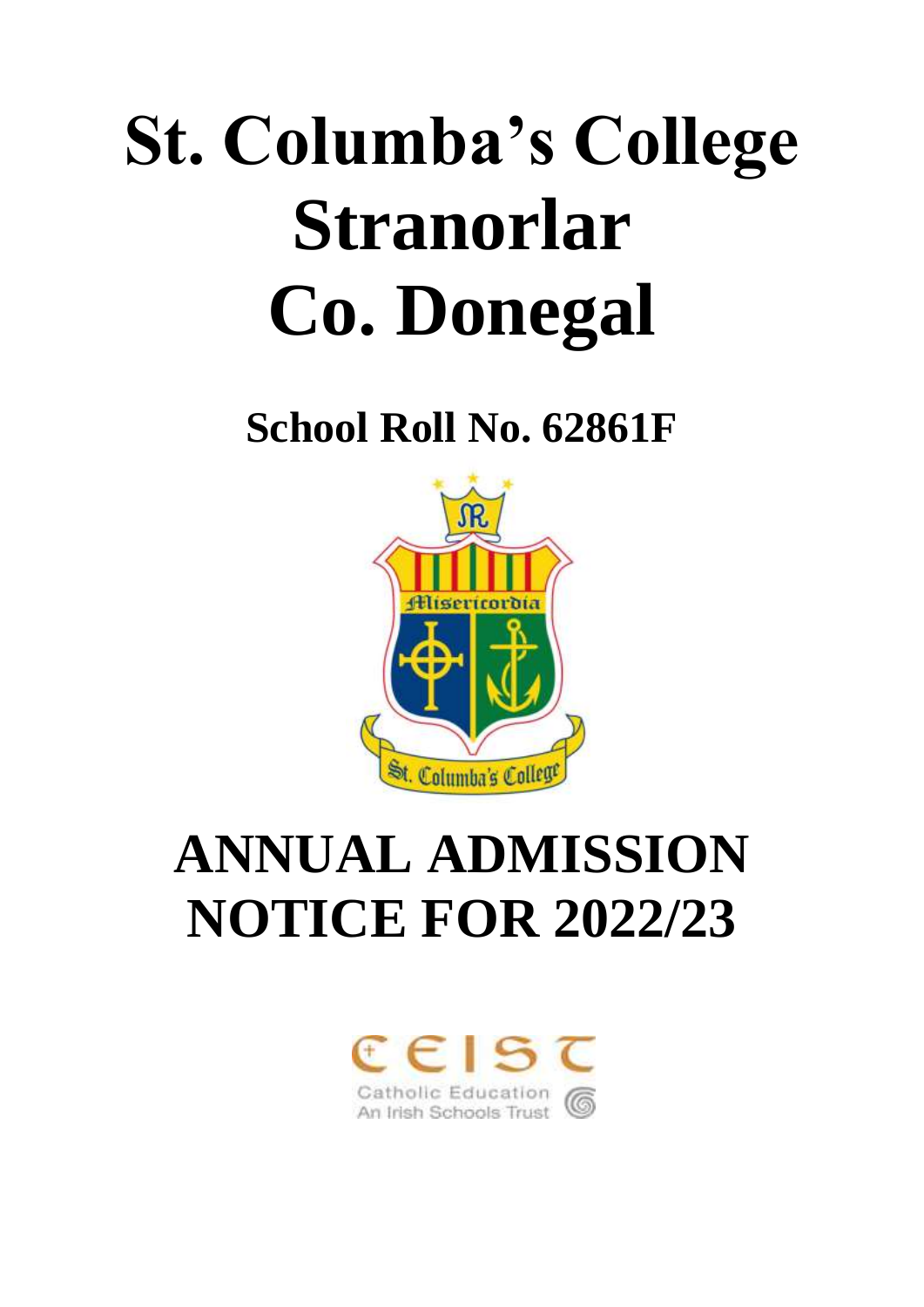# St. Columba's College Stranorlar Co. Donegal

## School Roll No. 62861F

# ANNUAL ADMISSION NOTICE FOR 2022/23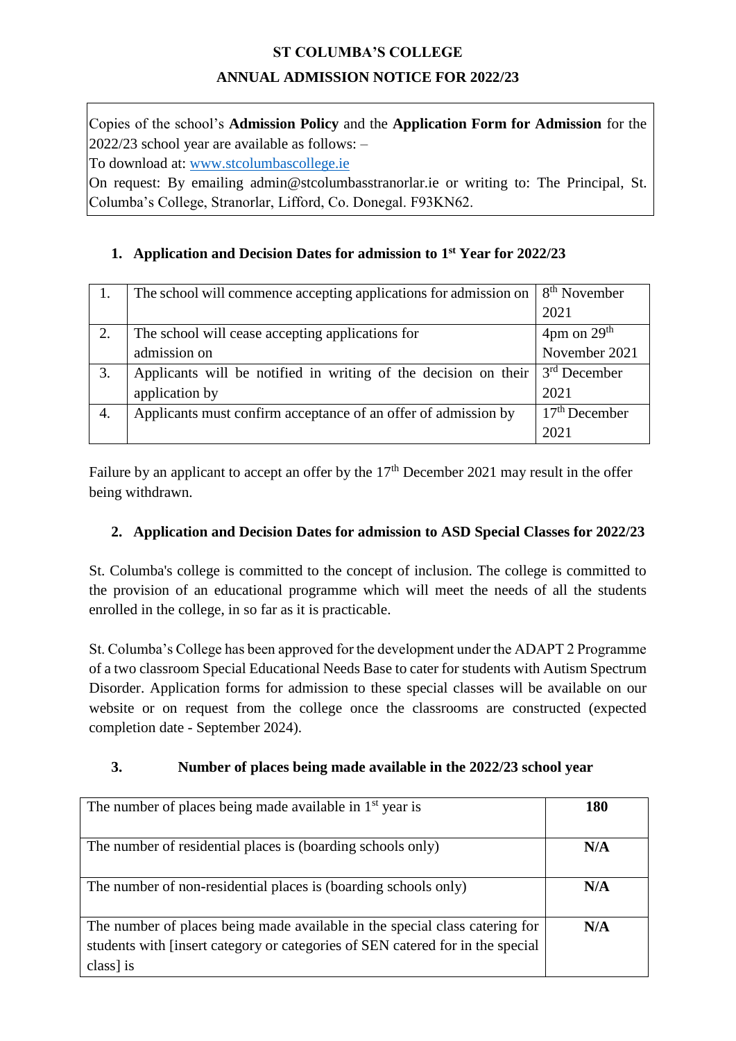# ST COLUMBA'S COLLEGE

## ANNUAL ADMISSION NOTICE FOR 2022/23

Copies of the school's **Admission Policy** and the **Application Form for Admission** for the 2022/23 school year are available as follows: –

To download at: www.stcolumbascollege.ie

On request: By emailing admin@stcolumbasstranorlar.ie or writing to: The Principal, St. Columba's College, Stranorlar, Lifford, Co. Donegal. F93KN62.

### 1. Application and Decision Dates for admission to 1st Year for 2022/23

| | | |
|---|---|---|
| 1. | The school will commence accepting applications for admission on | 8th November 2021 |
| 2. | The school will cease accepting applications for admission on | 4pm on 29th November 2021 |
| 3. | Applicants will be notified in writing of the decision on their application by | 3rd December 2021 |
| 4. | Applicants must confirm acceptance of an offer of admission by | 17th December 2021 |

Failure by an applicant to accept an offer by the 17th December 2021 may result in the offer being withdrawn.

### 2. Application and Decision Dates for admission to ASD Special Classes for 2022/23

St. Columba's college is committed to the concept of inclusion. The college is committed to the provision of an educational programme which will meet the needs of all the students enrolled in the college, in so far as it is practicable.

St. Columba's College has been approved for the development under the ADAPT 2 Programme of a two classroom Special Educational Needs Base to cater for students with Autism Spectrum Disorder. Application forms for admission to these special classes will be available on our website or on request from the college once the classrooms are constructed (expected completion date - September 2024).

### 3. Number of places being made available in the 2022/23 school year

| | |
|---|---|
| The number of places being made available in 1st year is | **180** |
| The number of residential places is (boarding schools only) | **N/A** |
| The number of non-residential places is (boarding schools only) | **N/A** |
| The number of places being made available in the special class catering for students with [insert category or categories of SEN catered for in the special class] is | **N/A** |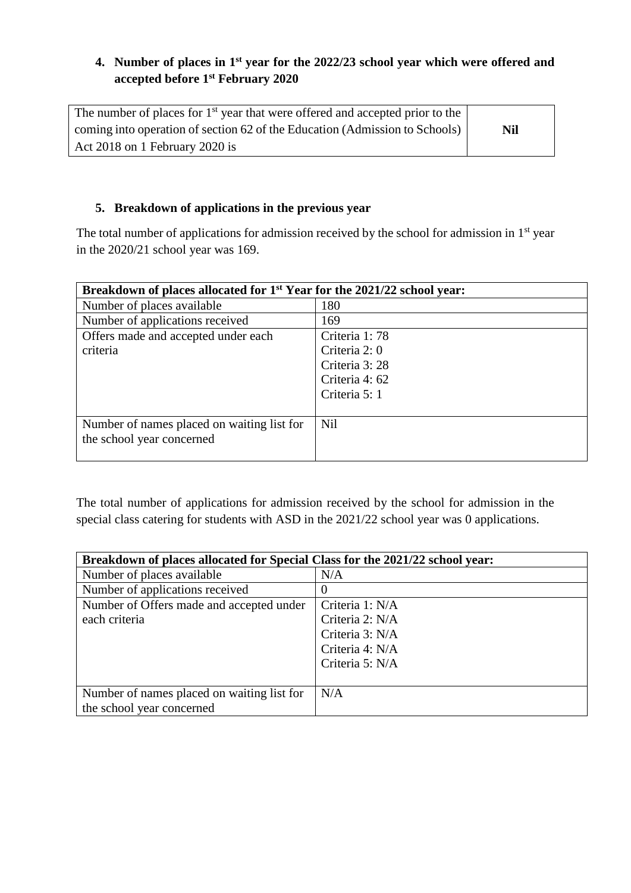**4. Number of places in 1st year for the 2022/23 school year which were offered and accepted before 1st February 2020**

| | |
|---|---|
| The number of places for 1st year that were offered and accepted prior to the coming into operation of section 62 of the Education (Admission to Schools) Act 2018 on 1 February 2020 is | **Nil** |

**5. Breakdown of applications in the previous year**

The total number of applications for admission received by the school for admission in 1st year in the 2020/21 school year was 169.

| **Breakdown of places allocated for 1st Year for the 2021/22 school year:** | |
|---|---|
| Number of places available | 180 |
| Number of applications received | 169 |
| Offers made and accepted under each criteria | Criteria 1: 78<br>Criteria 2: 0<br>Criteria 3: 28<br>Criteria 4: 62<br>Criteria 5: 1 |
| Number of names placed on waiting list for the school year concerned | Nil |

The total number of applications for admission received by the school for admission in the special class catering for students with ASD in the 2021/22 school year was 0 applications.

| **Breakdown of places allocated for Special Class for the 2021/22 school year:** | |
|---|---|
| Number of places available | N/A |
| Number of applications received | 0 |
| Number of Offers made and accepted under each criteria | Criteria 1: N/A<br>Criteria 2: N/A<br>Criteria 3: N/A<br>Criteria 4: N/A<br>Criteria 5: N/A |
| Number of names placed on waiting list for the school year concerned | N/A |